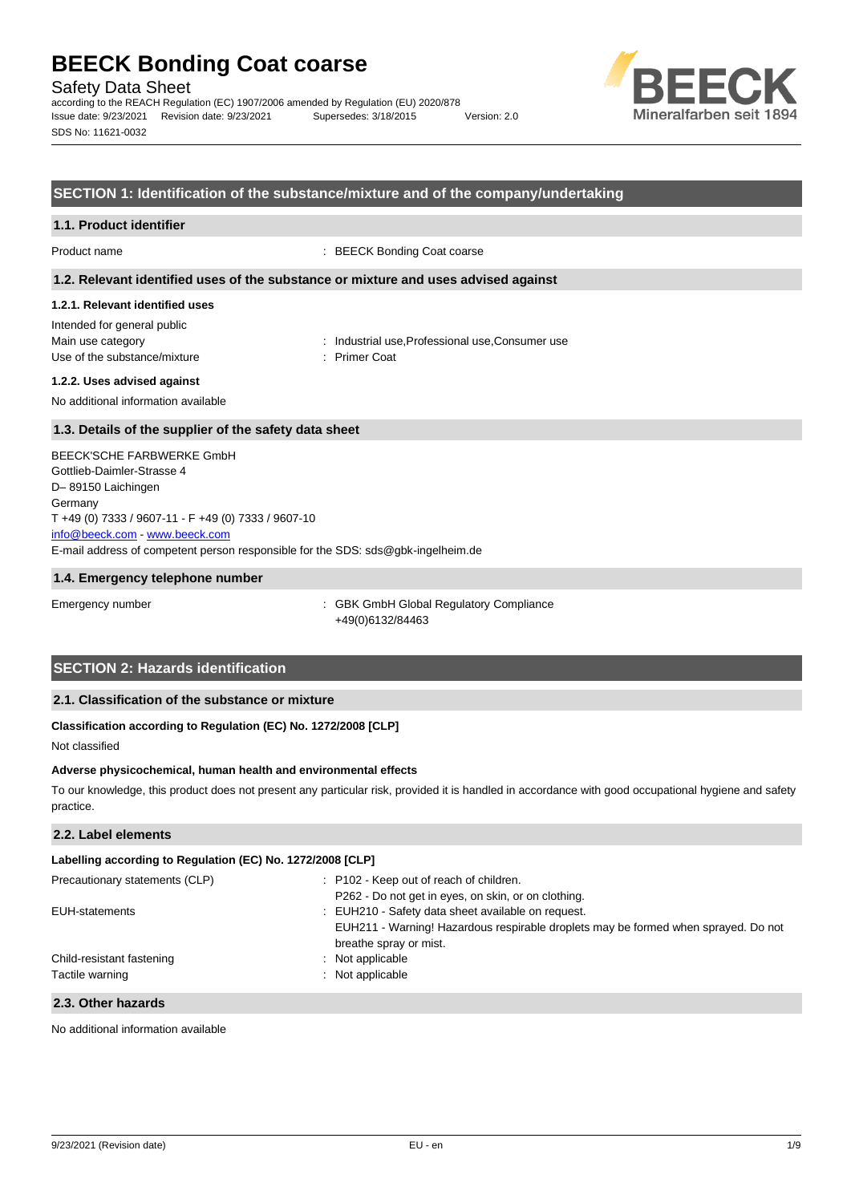# BEECK Bonding Coat coarse

Safety Data Sheet

according to the REACH Regulation (EC) 1907/2006 amended by Regulation (EU) 2020/878

Issue date: 9/23/2021 Revision date: 9/23/2021 Supersedes: 3/18/2015 Version: 2.0

SDS No: 11621-0032

## SECTION 1: Identification of the substance/mixture and of the company/undertaking

### 1.1. Product identifier

Product name : BEECK Bonding Coat coarse

### 1.2. Relevant identified uses of the substance or mixture and uses advised against

#### 1.2.1. Relevant identified uses

Intended for general public

Main use category : Industrial use,Professional use,Consumer use

Use of the substance/mixture : Primer Coat

#### 1.2.2. Uses advised against

No additional information available

### 1.3. Details of the supplier of the safety data sheet

BEECK'SCHE FARBWERKE GmbH
Gottlieb-Daimler-Strasse 4
D– 89150 Laichingen
Germany
T +49 (0) 7333 / 9607-11 - F +49 (0) 7333 / 9607-10
info@beeck.com - www.beeck.com
E-mail address of competent person responsible for the SDS: sds@gbk-ingelheim.de

### 1.4. Emergency telephone number

Emergency number : GBK GmbH Global Regulatory Compliance
+49(0)6132/84463

## SECTION 2: Hazards identification

### 2.1. Classification of the substance or mixture

**Classification according to Regulation (EC) No. 1272/2008 [CLP]**

Not classified

**Adverse physicochemical, human health and environmental effects**

To our knowledge, this product does not present any particular risk, provided it is handled in accordance with good occupational hygiene and safety practice.

### 2.2. Label elements

**Labelling according to Regulation (EC) No. 1272/2008 [CLP]**

Precautionary statements (CLP) : P102 - Keep out of reach of children.
P262 - Do not get in eyes, on skin, or on clothing.

EUH-statements : EUH210 - Safety data sheet available on request.
EUH211 - Warning! Hazardous respirable droplets may be formed when sprayed. Do not breathe spray or mist.

Child-resistant fastening : Not applicable

Tactile warning : Not applicable

### 2.3. Other hazards

No additional information available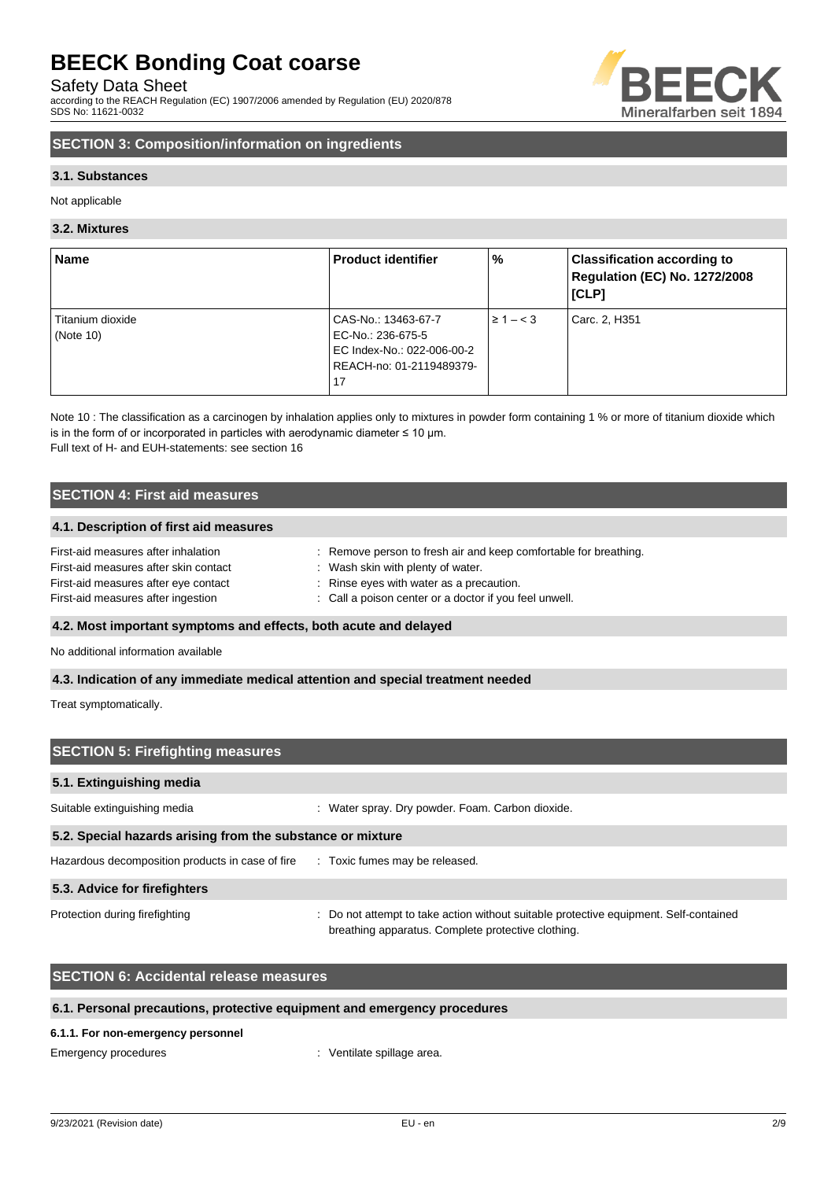## SECTION 3: Composition/information on ingredients

### 3.1. Substances

Not applicable

### 3.2. Mixtures

| Name | Product identifier | % | Classification according to Regulation (EC) No. 1272/2008 [CLP] |
|---|---|---|---|
| Titanium dioxide (Note 10) | CAS-No.: 13463-67-7<br>EC-No.: 236-675-5<br>EC Index-No.: 022-006-00-2<br>REACH-no: 01-2119489379-17 | ≥ 1 – < 3 | Carc. 2, H351 |

Note 10 : The classification as a carcinogen by inhalation applies only to mixtures in powder form containing 1 % or more of titanium dioxide which is in the form of or incorporated in particles with aerodynamic diameter ≤ 10 μm.

Full text of H- and EUH-statements: see section 16

## SECTION 4: First aid measures

### 4.1. Description of first aid measures

First-aid measures after inhalation : Remove person to fresh air and keep comfortable for breathing.

First-aid measures after skin contact : Wash skin with plenty of water.

First-aid measures after eye contact : Rinse eyes with water as a precaution.

First-aid measures after ingestion : Call a poison center or a doctor if you feel unwell.

### 4.2. Most important symptoms and effects, both acute and delayed

No additional information available

### 4.3. Indication of any immediate medical attention and special treatment needed

Treat symptomatically.

## SECTION 5: Firefighting measures

### 5.1. Extinguishing media

Suitable extinguishing media : Water spray. Dry powder. Foam. Carbon dioxide.

### 5.2. Special hazards arising from the substance or mixture

Hazardous decomposition products in case of fire : Toxic fumes may be released.

### 5.3. Advice for firefighters

Protection during firefighting : Do not attempt to take action without suitable protective equipment. Self-contained breathing apparatus. Complete protective clothing.

## SECTION 6: Accidental release measures

### 6.1. Personal precautions, protective equipment and emergency procedures

#### 6.1.1. For non-emergency personnel

Emergency procedures : Ventilate spillage area.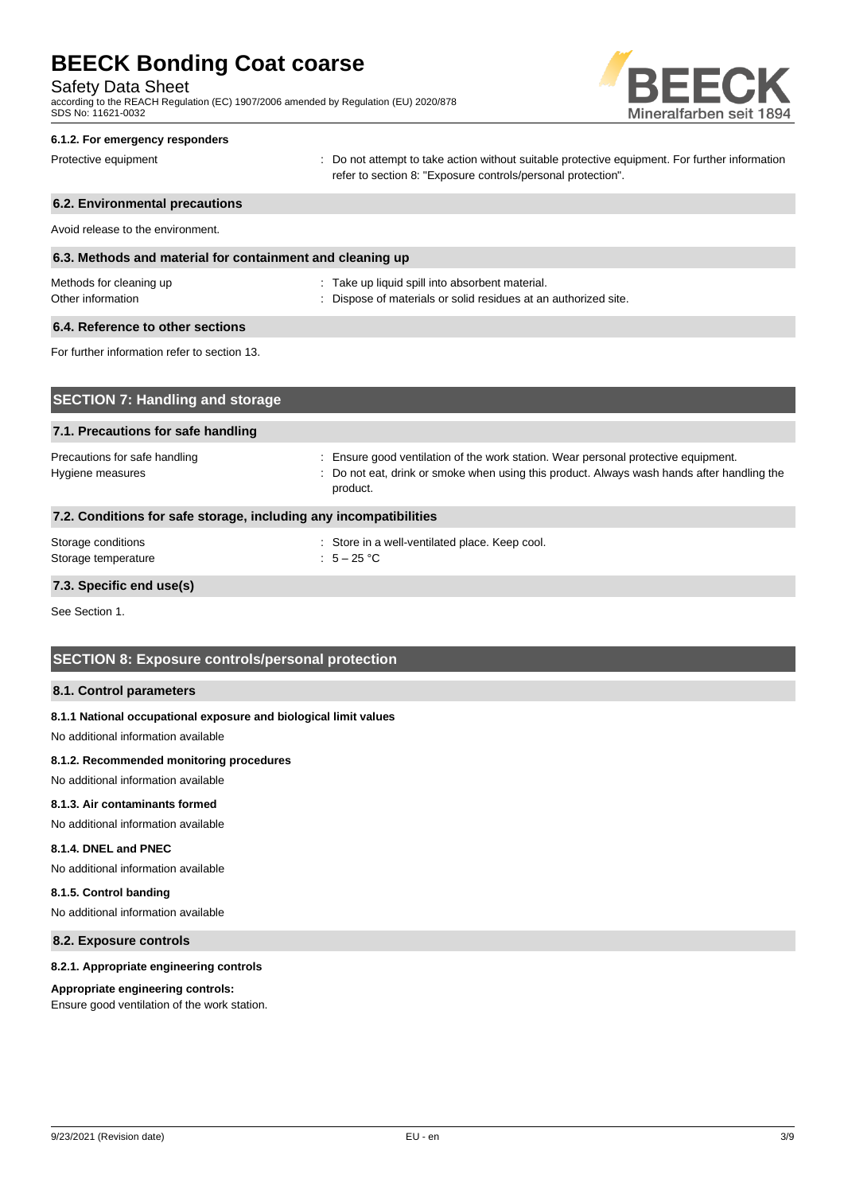#### 6.1.2. For emergency responders

| | |
|---|---|
| Protective equipment | : Do not attempt to take action without suitable protective equipment. For further information refer to section 8: "Exposure controls/personal protection". |

### 6.2. Environmental precautions

Avoid release to the environment.

### 6.3. Methods and material for containment and cleaning up

| | |
|---|---|
| Methods for cleaning up | : Take up liquid spill into absorbent material. |
| Other information | : Dispose of materials or solid residues at an authorized site. |

### 6.4. Reference to other sections

For further information refer to section 13.

## SECTION 7: Handling and storage

### 7.1. Precautions for safe handling

| | |
|---|---|
| Precautions for safe handling | : Ensure good ventilation of the work station. Wear personal protective equipment. |
| Hygiene measures | : Do not eat, drink or smoke when using this product. Always wash hands after handling the product. |

### 7.2. Conditions for safe storage, including any incompatibilities

| | |
|---|---|
| Storage conditions | : Store in a well-ventilated place. Keep cool. |
| Storage temperature | : 5 – 25 °C |

### 7.3. Specific end use(s)

See Section 1.

## SECTION 8: Exposure controls/personal protection

### 8.1. Control parameters

#### 8.1.1 National occupational exposure and biological limit values

No additional information available

#### 8.1.2. Recommended monitoring procedures

No additional information available

#### 8.1.3. Air contaminants formed

No additional information available

#### 8.1.4. DNEL and PNEC

No additional information available

#### 8.1.5. Control banding

No additional information available

### 8.2. Exposure controls

#### 8.2.1. Appropriate engineering controls

**Appropriate engineering controls:**

Ensure good ventilation of the work station.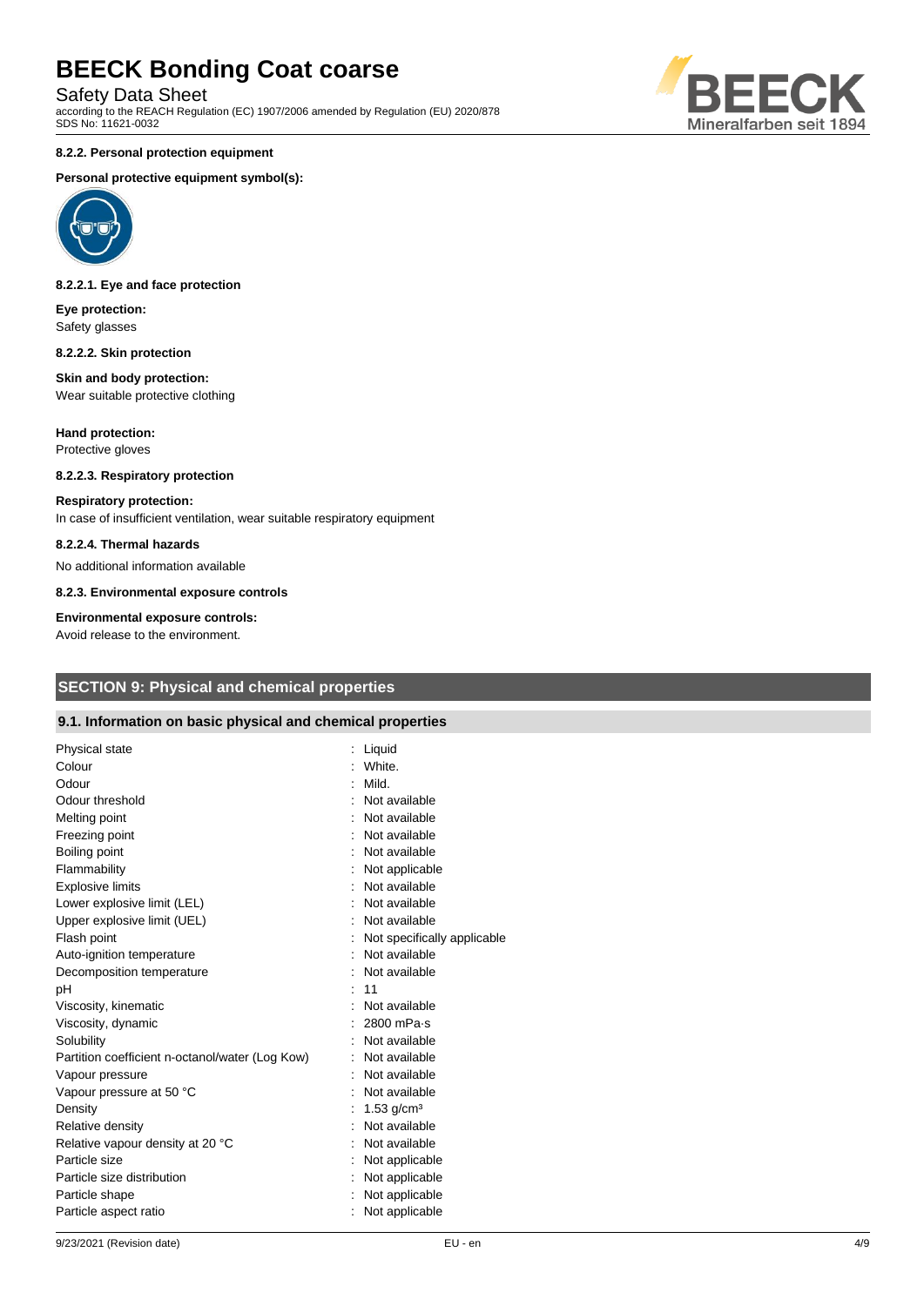#### 8.2.2. Personal protection equipment

**Personal protective equipment symbol(s):**

#### 8.2.2.1. Eye and face protection

**Eye protection:**
Safety glasses

#### 8.2.2.2. Skin protection

**Skin and body protection:**
Wear suitable protective clothing

**Hand protection:**
Protective gloves

#### 8.2.2.3. Respiratory protection

**Respiratory protection:**
In case of insufficient ventilation, wear suitable respiratory equipment

#### 8.2.2.4. Thermal hazards

No additional information available

#### 8.2.3. Environmental exposure controls

**Environmental exposure controls:**
Avoid release to the environment.

## SECTION 9: Physical and chemical properties

### 9.1. Information on basic physical and chemical properties

| Property | Value |
|---|---|
| Physical state | : Liquid |
| Colour | : White. |
| Odour | : Mild. |
| Odour threshold | : Not available |
| Melting point | : Not available |
| Freezing point | : Not available |
| Boiling point | : Not available |
| Flammability | : Not applicable |
| Explosive limits | : Not available |
| Lower explosive limit (LEL) | : Not available |
| Upper explosive limit (UEL) | : Not available |
| Flash point | : Not specifically applicable |
| Auto-ignition temperature | : Not available |
| Decomposition temperature | : Not available |
| pH | : 11 |
| Viscosity, kinematic | : Not available |
| Viscosity, dynamic | : 2800 mPa·s |
| Solubility | : Not available |
| Partition coefficient n-octanol/water (Log Kow) | : Not available |
| Vapour pressure | : Not available |
| Vapour pressure at 50 °C | : Not available |
| Density | : 1.53 g/cm³ |
| Relative density | : Not available |
| Relative vapour density at 20 °C | : Not available |
| Particle size | : Not applicable |
| Particle size distribution | : Not applicable |
| Particle shape | : Not applicable |
| Particle aspect ratio | : Not applicable |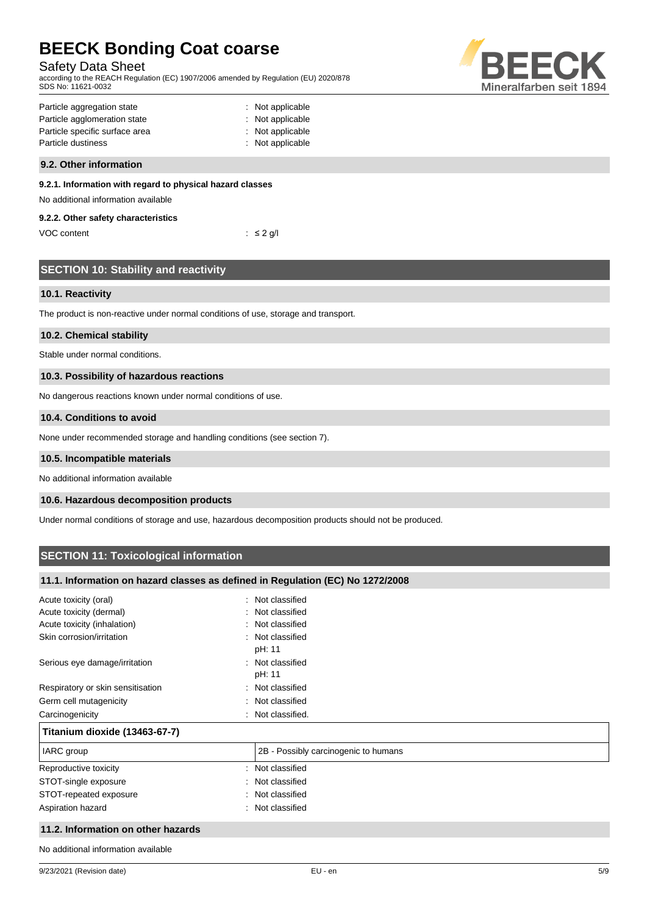Particle aggregation state : Not applicable
Particle agglomeration state : Not applicable
Particle specific surface area : Not applicable
Particle dustiness : Not applicable

### 9.2. Other information

#### 9.2.1. Information with regard to physical hazard classes

No additional information available

#### 9.2.2. Other safety characteristics

VOC content : ≤ 2 g/l

## SECTION 10: Stability and reactivity

### 10.1. Reactivity

The product is non-reactive under normal conditions of use, storage and transport.

### 10.2. Chemical stability

Stable under normal conditions.

### 10.3. Possibility of hazardous reactions

No dangerous reactions known under normal conditions of use.

### 10.4. Conditions to avoid

None under recommended storage and handling conditions (see section 7).

### 10.5. Incompatible materials

No additional information available

### 10.6. Hazardous decomposition products

Under normal conditions of storage and use, hazardous decomposition products should not be produced.

## SECTION 11: Toxicological information

### 11.1. Information on hazard classes as defined in Regulation (EC) No 1272/2008

Acute toxicity (oral) : Not classified
Acute toxicity (dermal) : Not classified
Acute toxicity (inhalation) : Not classified
Skin corrosion/irritation : Not classified
pH: 11
Serious eye damage/irritation : Not classified
pH: 11
Respiratory or skin sensitisation : Not classified
Germ cell mutagenicity : Not classified
Carcinogenicity : Not classified.

| Titanium dioxide (13463-67-7) | |
|---|---|
| IARC group | 2B - Possibly carcinogenic to humans |

Reproductive toxicity : Not classified
STOT-single exposure : Not classified
STOT-repeated exposure : Not classified
Aspiration hazard : Not classified

### 11.2. Information on other hazards

No additional information available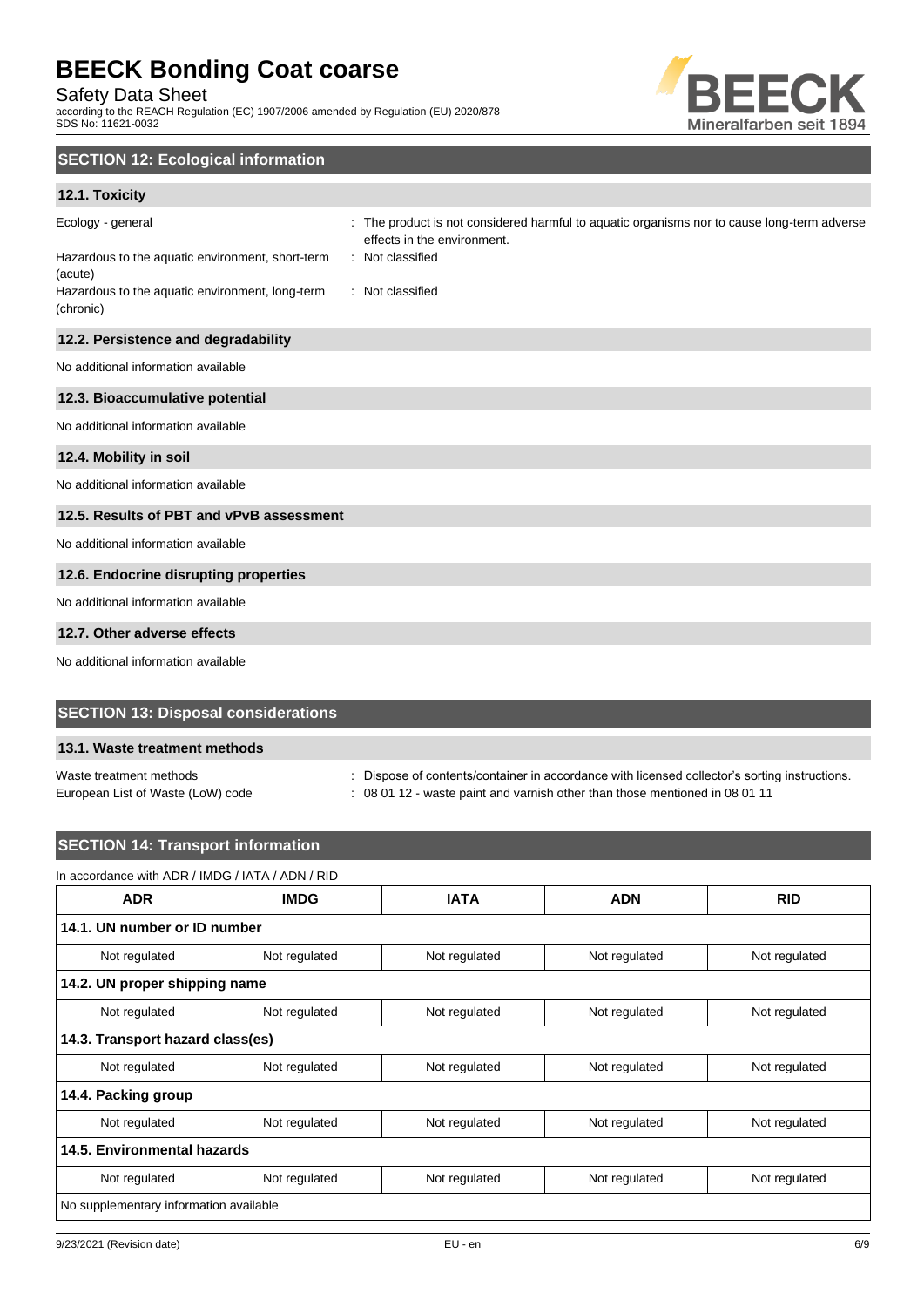## SECTION 12: Ecological information

### 12.1. Toxicity

| | |
|---|---|
| Ecology - general | : The product is not considered harmful to aquatic organisms nor to cause long-term adverse effects in the environment. |
| Hazardous to the aquatic environment, short-term (acute) | : Not classified |
| Hazardous to the aquatic environment, long-term (chronic) | : Not classified |

### 12.2. Persistence and degradability

No additional information available

### 12.3. Bioaccumulative potential

No additional information available

### 12.4. Mobility in soil

No additional information available

### 12.5. Results of PBT and vPvB assessment

No additional information available

### 12.6. Endocrine disrupting properties

No additional information available

### 12.7. Other adverse effects

No additional information available

## SECTION 13: Disposal considerations

### 13.1. Waste treatment methods

| | |
|---|---|
| Waste treatment methods | : Dispose of contents/container in accordance with licensed collector's sorting instructions. |
| European List of Waste (LoW) code | : 08 01 12 - waste paint and varnish other than those mentioned in 08 01 11 |

## SECTION 14: Transport information

In accordance with ADR / IMDG / IATA / ADN / RID

| ADR | IMDG | IATA | ADN | RID |
|---|---|---|---|---|
| **14.1. UN number or ID number** | | | | |
| Not regulated | Not regulated | Not regulated | Not regulated | Not regulated |
| **14.2. UN proper shipping name** | | | | |
| Not regulated | Not regulated | Not regulated | Not regulated | Not regulated |
| **14.3. Transport hazard class(es)** | | | | |
| Not regulated | Not regulated | Not regulated | Not regulated | Not regulated |
| **14.4. Packing group** | | | | |
| Not regulated | Not regulated | Not regulated | Not regulated | Not regulated |
| **14.5. Environmental hazards** | | | | |
| Not regulated | Not regulated | Not regulated | Not regulated | Not regulated |
| No supplementary information available | | | | |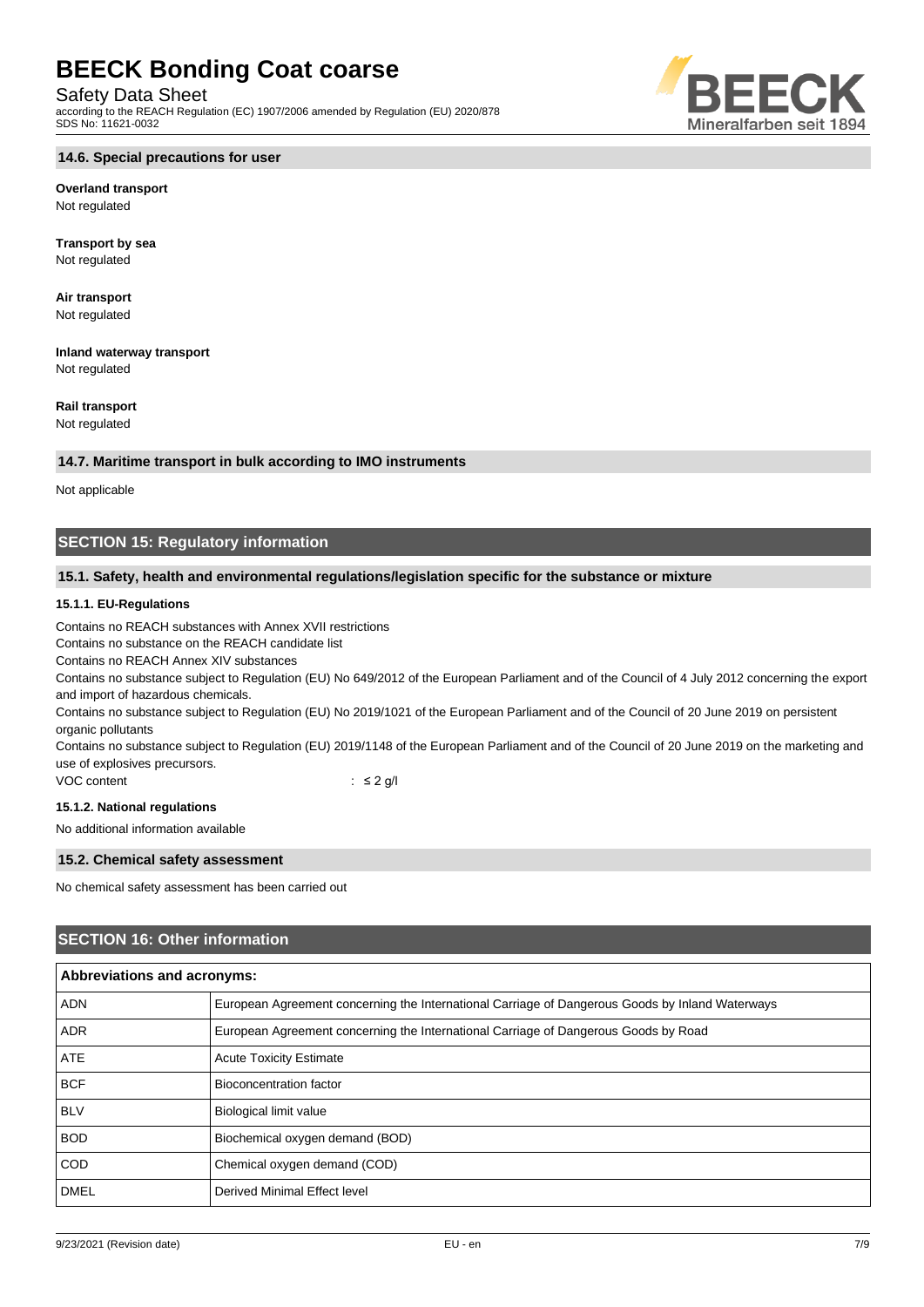### 14.6. Special precautions for user

**Overland transport**
Not regulated

**Transport by sea**
Not regulated

**Air transport**
Not regulated

**Inland waterway transport**
Not regulated

**Rail transport**
Not regulated

### 14.7. Maritime transport in bulk according to IMO instruments

Not applicable

## SECTION 15: Regulatory information

### 15.1. Safety, health and environmental regulations/legislation specific for the substance or mixture

#### 15.1.1. EU-Regulations

Contains no REACH substances with Annex XVII restrictions
Contains no substance on the REACH candidate list
Contains no REACH Annex XIV substances
Contains no substance subject to Regulation (EU) No 649/2012 of the European Parliament and of the Council of 4 July 2012 concerning the export and import of hazardous chemicals.
Contains no substance subject to Regulation (EU) No 2019/1021 of the European Parliament and of the Council of 20 June 2019 on persistent organic pollutants
Contains no substance subject to Regulation (EU) 2019/1148 of the European Parliament and of the Council of 20 June 2019 on the marketing and use of explosives precursors.

VOC content : ≤ 2 g/l

#### 15.1.2. National regulations

No additional information available

### 15.2. Chemical safety assessment

No chemical safety assessment has been carried out

## SECTION 16: Other information

| Abbreviations and acronyms: | |
|---|---|
| ADN | European Agreement concerning the International Carriage of Dangerous Goods by Inland Waterways |
| ADR | European Agreement concerning the International Carriage of Dangerous Goods by Road |
| ATE | Acute Toxicity Estimate |
| BCF | Bioconcentration factor |
| BLV | Biological limit value |
| BOD | Biochemical oxygen demand (BOD) |
| COD | Chemical oxygen demand (COD) |
| DMEL | Derived Minimal Effect level |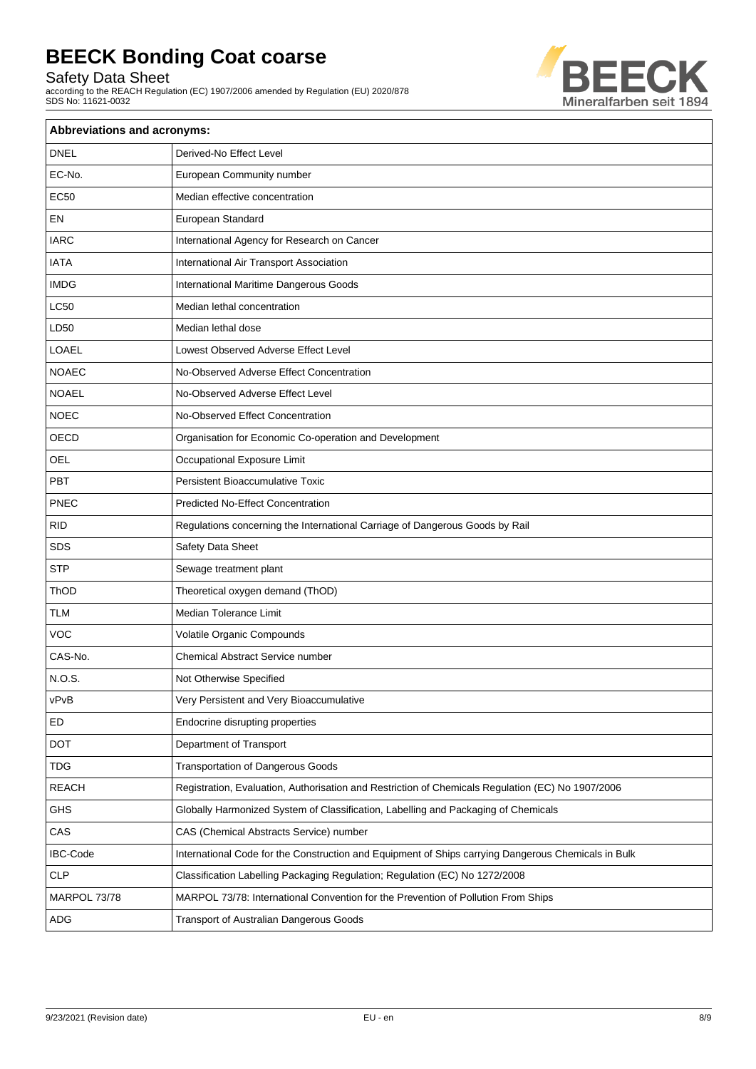| Abbreviations and acronyms: | |
|---|---|
| DNEL | Derived-No Effect Level |
| EC-No. | European Community number |
| EC50 | Median effective concentration |
| EN | European Standard |
| IARC | International Agency for Research on Cancer |
| IATA | International Air Transport Association |
| IMDG | International Maritime Dangerous Goods |
| LC50 | Median lethal concentration |
| LD50 | Median lethal dose |
| LOAEL | Lowest Observed Adverse Effect Level |
| NOAEC | No-Observed Adverse Effect Concentration |
| NOAEL | No-Observed Adverse Effect Level |
| NOEC | No-Observed Effect Concentration |
| OECD | Organisation for Economic Co-operation and Development |
| OEL | Occupational Exposure Limit |
| PBT | Persistent Bioaccumulative Toxic |
| PNEC | Predicted No-Effect Concentration |
| RID | Regulations concerning the International Carriage of Dangerous Goods by Rail |
| SDS | Safety Data Sheet |
| STP | Sewage treatment plant |
| ThOD | Theoretical oxygen demand (ThOD) |
| TLM | Median Tolerance Limit |
| VOC | Volatile Organic Compounds |
| CAS-No. | Chemical Abstract Service number |
| N.O.S. | Not Otherwise Specified |
| vPvB | Very Persistent and Very Bioaccumulative |
| ED | Endocrine disrupting properties |
| DOT | Department of Transport |
| TDG | Transportation of Dangerous Goods |
| REACH | Registration, Evaluation, Authorisation and Restriction of Chemicals Regulation (EC) No 1907/2006 |
| GHS | Globally Harmonized System of Classification, Labelling and Packaging of Chemicals |
| CAS | CAS (Chemical Abstracts Service) number |
| IBC-Code | International Code for the Construction and Equipment of Ships carrying Dangerous Chemicals in Bulk |
| CLP | Classification Labelling Packaging Regulation; Regulation (EC) No 1272/2008 |
| MARPOL 73/78 | MARPOL 73/78: International Convention for the Prevention of Pollution From Ships |
| ADG | Transport of Australian Dangerous Goods |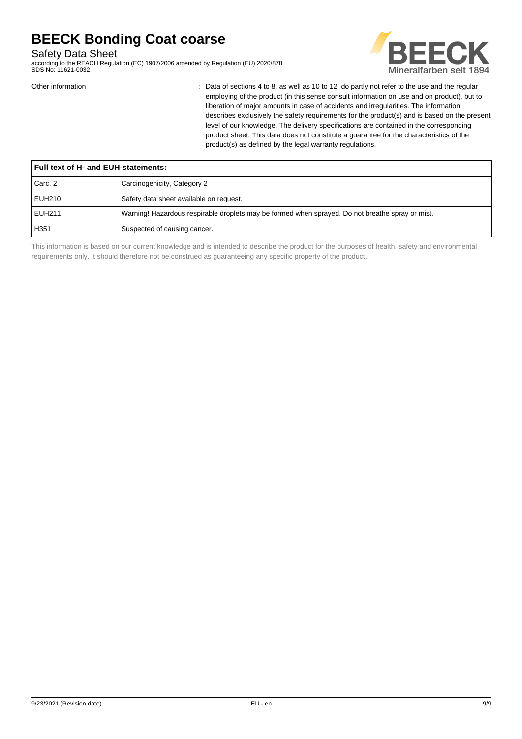Other information : Data of sections 4 to 8, as well as 10 to 12, do partly not refer to the use and the regular employing of the product (in this sense consult information on use and on product), but to liberation of major amounts in case of accidents and irregularities. The information describes exclusively the safety requirements for the product(s) and is based on the present level of our knowledge. The delivery specifications are contained in the corresponding product sheet. This data does not constitute a guarantee for the characteristics of the product(s) as defined by the legal warranty regulations.

| **Full text of H- and EUH-statements:** | |
|---|---|
| Carc. 2 | Carcinogenicity, Category 2 |
| EUH210 | Safety data sheet available on request. |
| EUH211 | Warning! Hazardous respirable droplets may be formed when sprayed. Do not breathe spray or mist. |
| H351 | Suspected of causing cancer. |

This information is based on our current knowledge and is intended to describe the product for the purposes of health, safety and environmental requirements only. It should therefore not be construed as guaranteeing any specific property of the product.